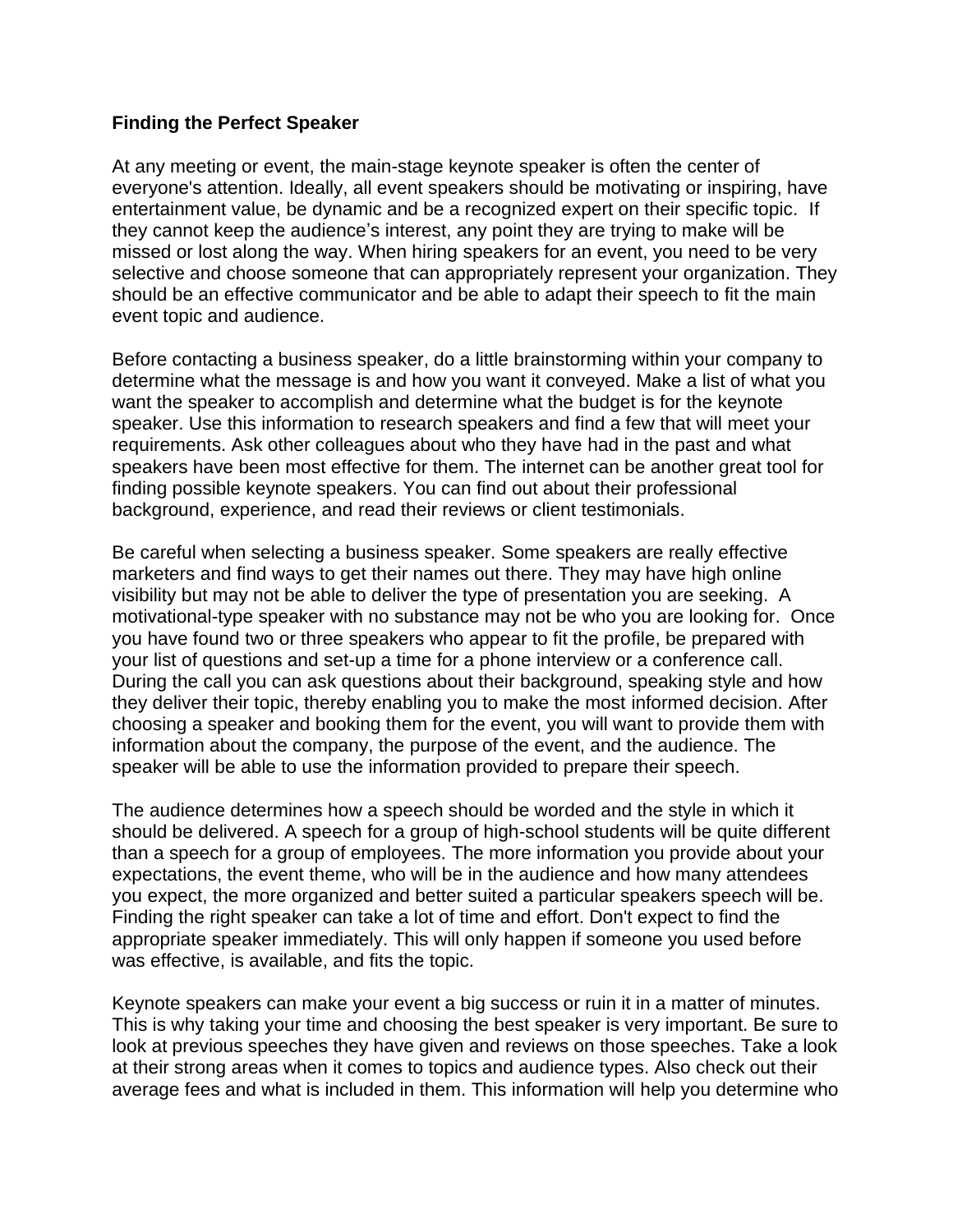**Finding the Perfect Speaker**

At any meeting or event, the main-stage keynote speaker is often the center of everyone's attention. Ideally, all event speakers should be motivating or inspiring, have entertainment value, be dynamic and be a recognized expert on their specific topic. If they cannot keep the audience's interest, any point they are trying to make will be missed or lost along the way. When hiring speakers for an event, you need to be very selective and choose someone that can appropriately represent your organization. They should be an effective communicator and be able to adapt their speech to fit the main event topic and audience.

Before contacting a business speaker, do a little brainstorming within your company to determine what the message is and how you want it conveyed. Make a list of what you want the speaker to accomplish and determine what the budget is for the keynote speaker. Use this information to research speakers and find a few that will meet your requirements. Ask other colleagues about who they have had in the past and what speakers have been most effective for them. The internet can be another great tool for finding possible keynote speakers. You can find out about their professional background, experience, and read their reviews or client testimonials.

Be careful when selecting a business speaker. Some speakers are really effective marketers and find ways to get their names out there. They may have high online visibility but may not be able to deliver the type of presentation you are seeking. A motivational-type speaker with no substance may not be who you are looking for. Once you have found two or three speakers who appear to fit the profile, be prepared with your list of questions and set-up a time for a phone interview or a conference call. During the call you can ask questions about their background, speaking style and how they deliver their topic, thereby enabling you to make the most informed decision. After choosing a speaker and booking them for the event, you will want to provide them with information about the company, the purpose of the event, and the audience. The speaker will be able to use the information provided to prepare their speech.

The audience determines how a speech should be worded and the style in which it should be delivered. A speech for a group of high-school students will be quite different than a speech for a group of employees. The more information you provide about your expectations, the event theme, who will be in the audience and how many attendees you expect, the more organized and better suited a particular speakers speech will be. Finding the right speaker can take a lot of time and effort. Don't expect to find the appropriate speaker immediately. This will only happen if someone you used before was effective, is available, and fits the topic.

Keynote speakers can make your event a big success or ruin it in a matter of minutes. This is why taking your time and choosing the best speaker is very important. Be sure to look at previous speeches they have given and reviews on those speeches. Take a look at their strong areas when it comes to topics and audience types. Also check out their average fees and what is included in them. This information will help you determine who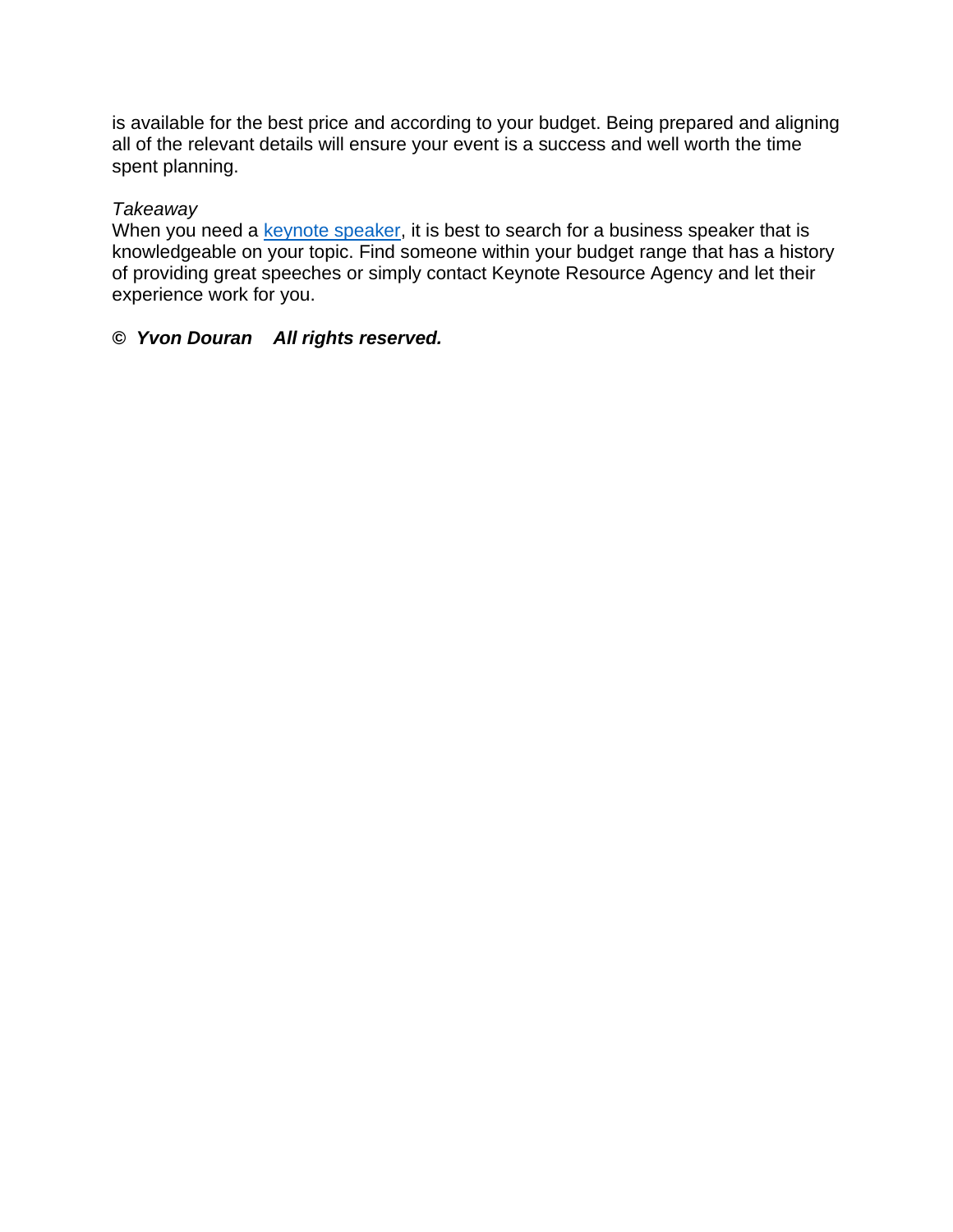is available for the best price and according to your budget. Being prepared and aligning all of the relevant details will ensure your event is a success and well worth the time spent planning.

*Takeaway*
When you need a keynote speaker, it is best to search for a business speaker that is knowledgeable on your topic. Find someone within your budget range that has a history of providing great speeches or simply contact Keynote Resource Agency and let their experience work for you.

***© Yvon Douran   All rights reserved.***